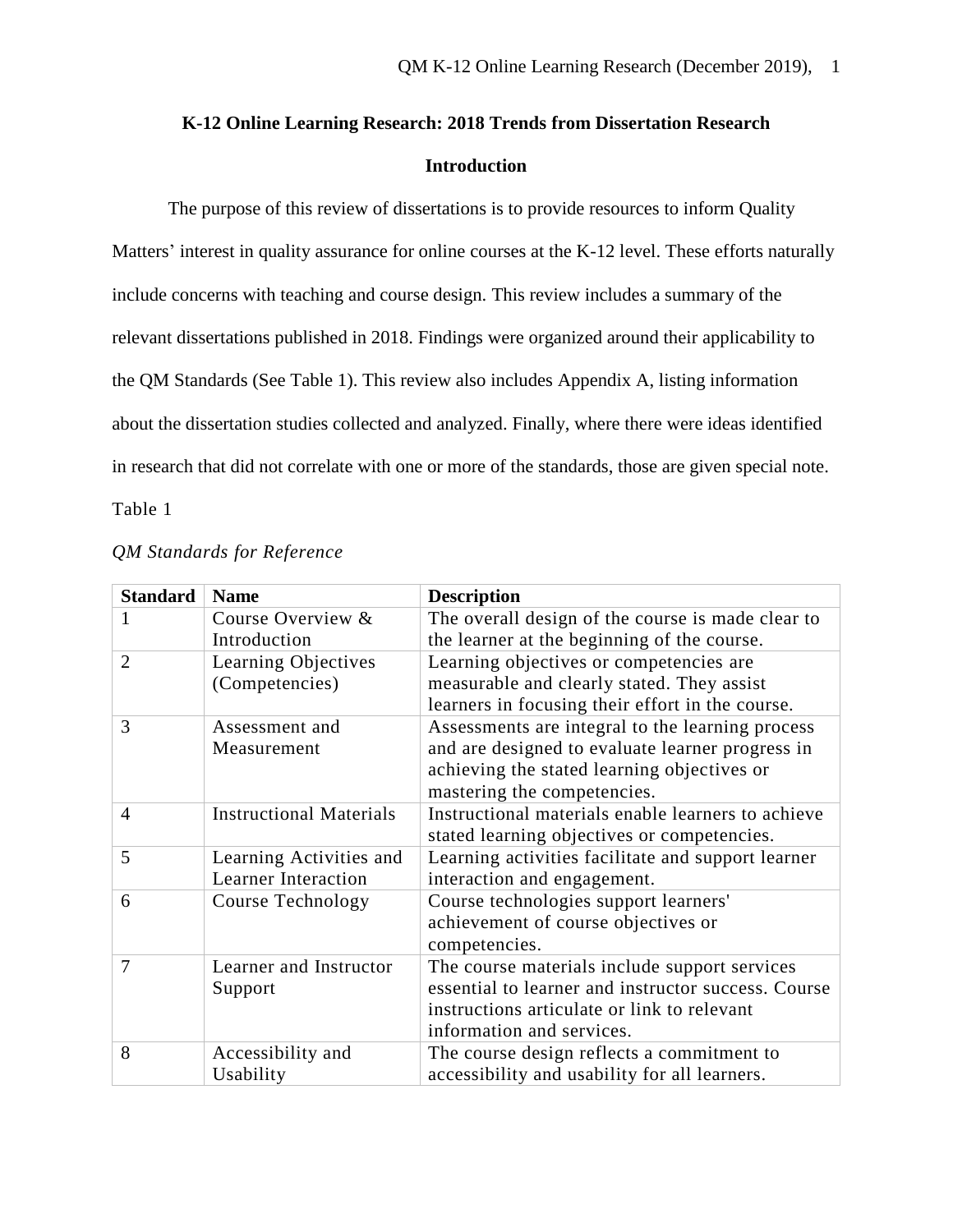# K-12 Online Learning Research: 2018 Trends from Dissertation Research

## Introduction

The purpose of this review of dissertations is to provide resources to inform Quality Matters' interest in quality assurance for online courses at the K-12 level. These efforts naturally include concerns with teaching and course design. This review includes a summary of the relevant dissertations published in 2018. Findings were organized around their applicability to the QM Standards (See Table 1). This review also includes Appendix A, listing information about the dissertation studies collected and analyzed. Finally, where there were ideas identified in research that did not correlate with one or more of the standards, those are given special note.

Table 1

*QM Standards for Reference*

| Standard | Name | Description |
|---|---|---|
| 1 | Course Overview & Introduction | The overall design of the course is made clear to the learner at the beginning of the course. |
| 2 | Learning Objectives (Competencies) | Learning objectives or competencies are measurable and clearly stated. They assist learners in focusing their effort in the course. |
| 3 | Assessment and Measurement | Assessments are integral to the learning process and are designed to evaluate learner progress in achieving the stated learning objectives or mastering the competencies. |
| 4 | Instructional Materials | Instructional materials enable learners to achieve stated learning objectives or competencies. |
| 5 | Learning Activities and Learner Interaction | Learning activities facilitate and support learner interaction and engagement. |
| 6 | Course Technology | Course technologies support learners' achievement of course objectives or competencies. |
| 7 | Learner and Instructor Support | The course materials include support services essential to learner and instructor success. Course instructions articulate or link to relevant information and services. |
| 8 | Accessibility and Usability | The course design reflects a commitment to accessibility and usability for all learners. |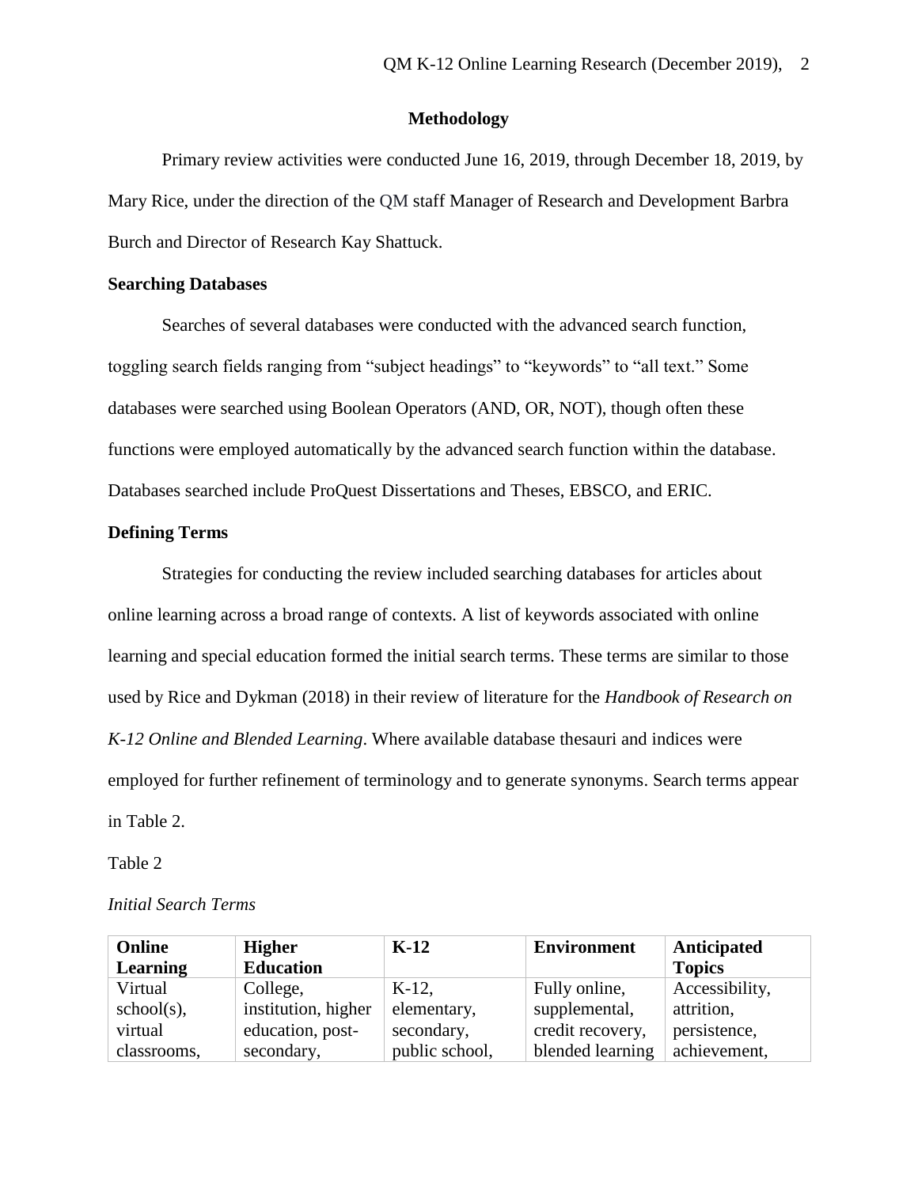## Methodology

Primary review activities were conducted June 16, 2019, through December 18, 2019, by Mary Rice, under the direction of the QM staff Manager of Research and Development Barbra Burch and Director of Research Kay Shattuck.

### Searching Databases

Searches of several databases were conducted with the advanced search function, toggling search fields ranging from "subject headings" to "keywords" to "all text." Some databases were searched using Boolean Operators (AND, OR, NOT), though often these functions were employed automatically by the advanced search function within the database. Databases searched include ProQuest Dissertations and Theses, EBSCO, and ERIC.

### Defining Terms

Strategies for conducting the review included searching databases for articles about online learning across a broad range of contexts. A list of keywords associated with online learning and special education formed the initial search terms. These terms are similar to those used by Rice and Dykman (2018) in their review of literature for the *Handbook of Research on K-12 Online and Blended Learning*. Where available database thesauri and indices were employed for further refinement of terminology and to generate synonyms. Search terms appear in Table 2.

Table 2

*Initial Search Terms*

| Online Learning | Higher Education | K-12 | Environment | Anticipated Topics |
|---|---|---|---|---|
| Virtual school(s), virtual classrooms, | College, institution, higher education, post-secondary, | K-12, elementary, secondary, public school, | Fully online, supplemental, credit recovery, blended learning | Accessibility, attrition, persistence, achievement, |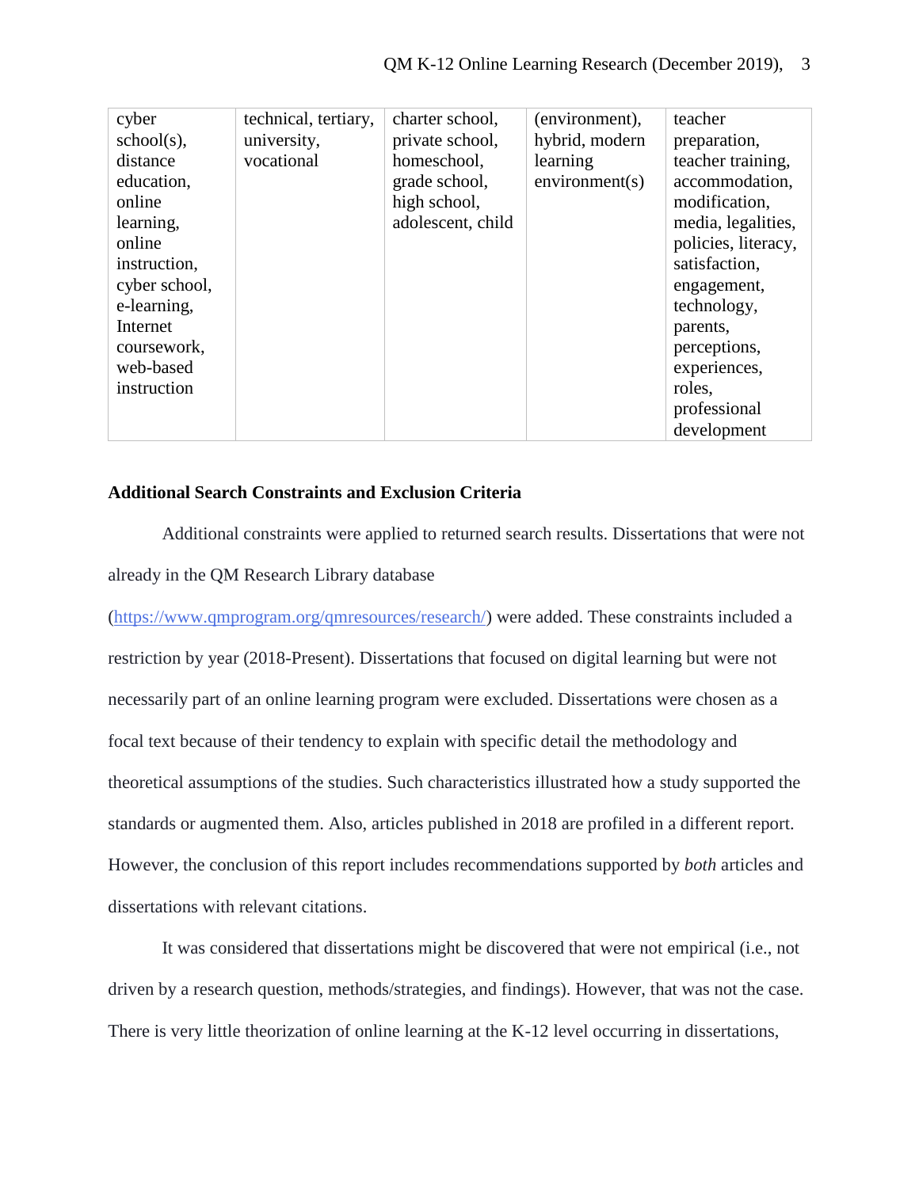| | | | | |
|---|---|---|---|---|
| cyber school(s), distance education, online learning, online instruction, cyber school, e-learning, Internet coursework, web-based instruction | technical, tertiary, university, vocational | charter school, private school, homeschool, grade school, high school, adolescent, child | (environment), hybrid, modern learning environment(s) | teacher preparation, teacher training, accommodation, modification, media, legalities, policies, literacy, satisfaction, engagement, technology, parents, perceptions, experiences, roles, professional development |

**Additional Search Constraints and Exclusion Criteria**

Additional constraints were applied to returned search results. Dissertations that were not already in the QM Research Library database (https://www.qmprogram.org/qmresources/research/) were added. These constraints included a restriction by year (2018-Present). Dissertations that focused on digital learning but were not necessarily part of an online learning program were excluded. Dissertations were chosen as a focal text because of their tendency to explain with specific detail the methodology and theoretical assumptions of the studies. Such characteristics illustrated how a study supported the standards or augmented them. Also, articles published in 2018 are profiled in a different report. However, the conclusion of this report includes recommendations supported by *both* articles and dissertations with relevant citations.

It was considered that dissertations might be discovered that were not empirical (i.e., not driven by a research question, methods/strategies, and findings). However, that was not the case. There is very little theorization of online learning at the K-12 level occurring in dissertations,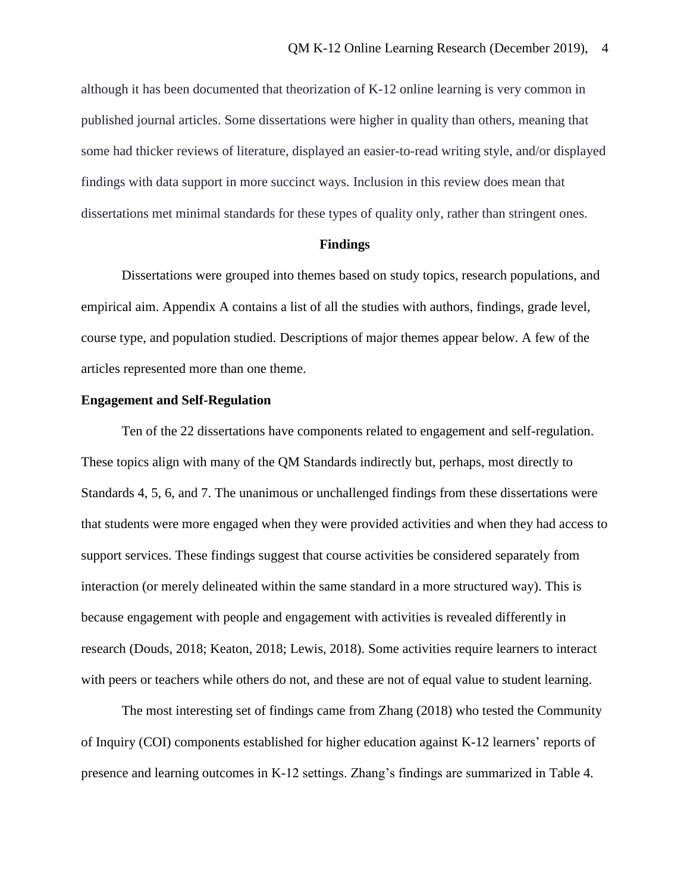although it has been documented that theorization of K-12 online learning is very common in published journal articles. Some dissertations were higher in quality than others, meaning that some had thicker reviews of literature, displayed an easier-to-read writing style, and/or displayed findings with data support in more succinct ways. Inclusion in this review does mean that dissertations met minimal standards for these types of quality only, rather than stringent ones.

## Findings

Dissertations were grouped into themes based on study topics, research populations, and empirical aim. Appendix A contains a list of all the studies with authors, findings, grade level, course type, and population studied. Descriptions of major themes appear below. A few of the articles represented more than one theme.

### Engagement and Self-Regulation

Ten of the 22 dissertations have components related to engagement and self-regulation. These topics align with many of the QM Standards indirectly but, perhaps, most directly to Standards 4, 5, 6, and 7. The unanimous or unchallenged findings from these dissertations were that students were more engaged when they were provided activities and when they had access to support services. These findings suggest that course activities be considered separately from interaction (or merely delineated within the same standard in a more structured way). This is because engagement with people and engagement with activities is revealed differently in research (Douds, 2018; Keaton, 2018; Lewis, 2018). Some activities require learners to interact with peers or teachers while others do not, and these are not of equal value to student learning.

The most interesting set of findings came from Zhang (2018) who tested the Community of Inquiry (COI) components established for higher education against K-12 learners' reports of presence and learning outcomes in K-12 settings. Zhang's findings are summarized in Table 4.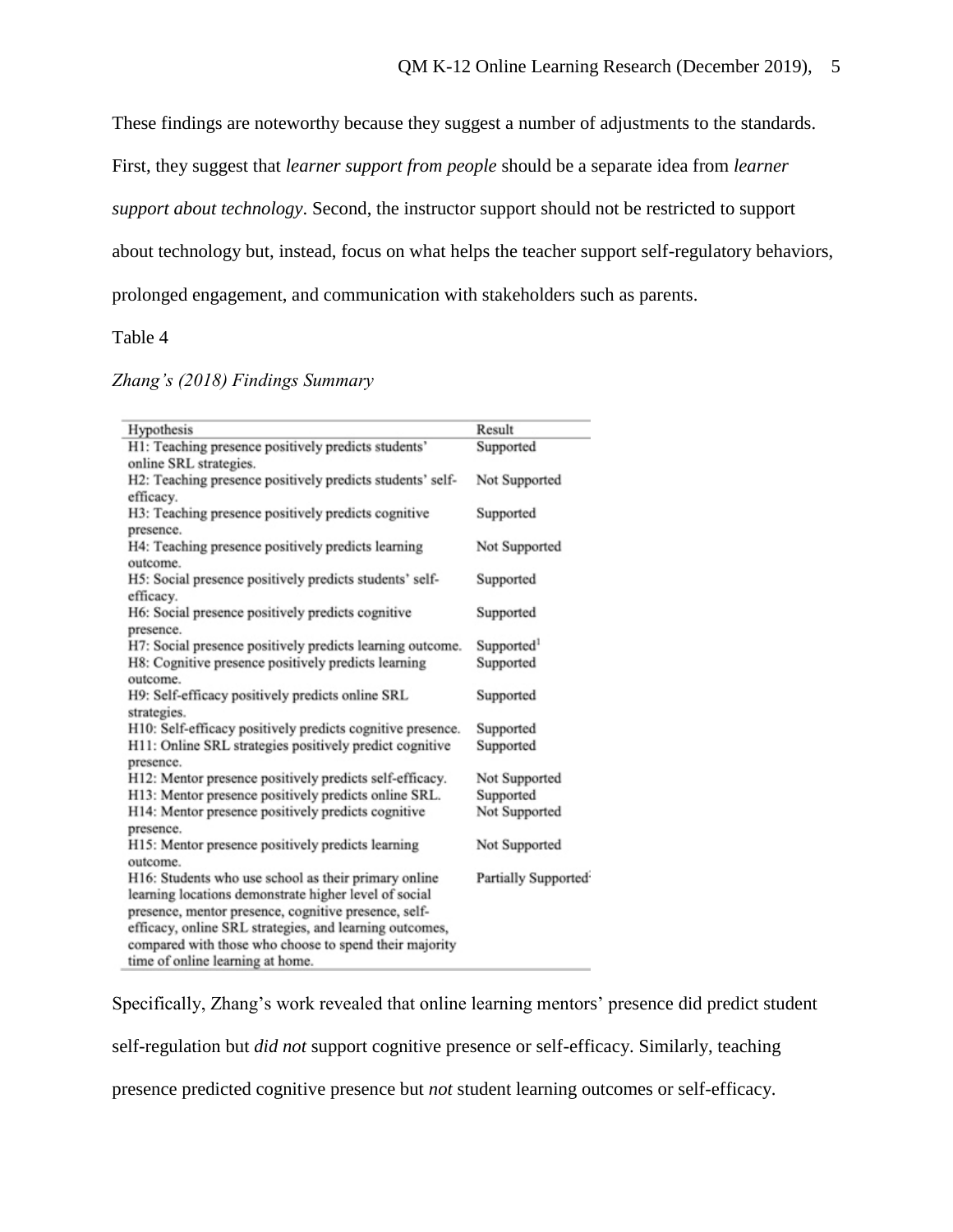These findings are noteworthy because they suggest a number of adjustments to the standards. First, they suggest that *learner support from people* should be a separate idea from *learner support about technology*. Second, the instructor support should not be restricted to support about technology but, instead, focus on what helps the teacher support self-regulatory behaviors, prolonged engagement, and communication with stakeholders such as parents.

Table 4

*Zhang's (2018) Findings Summary*

| Hypothesis | Result |
|---|---|
| H1: Teaching presence positively predicts students' online SRL strategies. | Supported |
| H2: Teaching presence positively predicts students' self-efficacy. | Not Supported |
| H3: Teaching presence positively predicts cognitive presence. | Supported |
| H4: Teaching presence positively predicts learning outcome. | Not Supported |
| H5: Social presence positively predicts students' self-efficacy. | Supported |
| H6: Social presence positively predicts cognitive presence. | Supported |
| H7: Social presence positively predicts learning outcome. | Supported[1] |
| H8: Cognitive presence positively predicts learning outcome. | Supported |
| H9: Self-efficacy positively predicts online SRL strategies. | Supported |
| H10: Self-efficacy positively predicts cognitive presence. | Supported |
| H11: Online SRL strategies positively predict cognitive presence. | Supported |
| H12: Mentor presence positively predicts self-efficacy. | Not Supported |
| H13: Mentor presence positively predicts online SRL. | Supported |
| H14: Mentor presence positively predicts cognitive presence. | Not Supported |
| H15: Mentor presence positively predicts learning outcome. | Not Supported |
| H16: Students who use school as their primary online learning locations demonstrate higher level of social presence, mentor presence, cognitive presence, self-efficacy, online SRL strategies, and learning outcomes, compared with those who choose to spend their majority time of online learning at home. | Partially Supported[2] |

Specifically, Zhang's work revealed that online learning mentors' presence did predict student self-regulation but *did not* support cognitive presence or self-efficacy. Similarly, teaching presence predicted cognitive presence but *not* student learning outcomes or self-efficacy.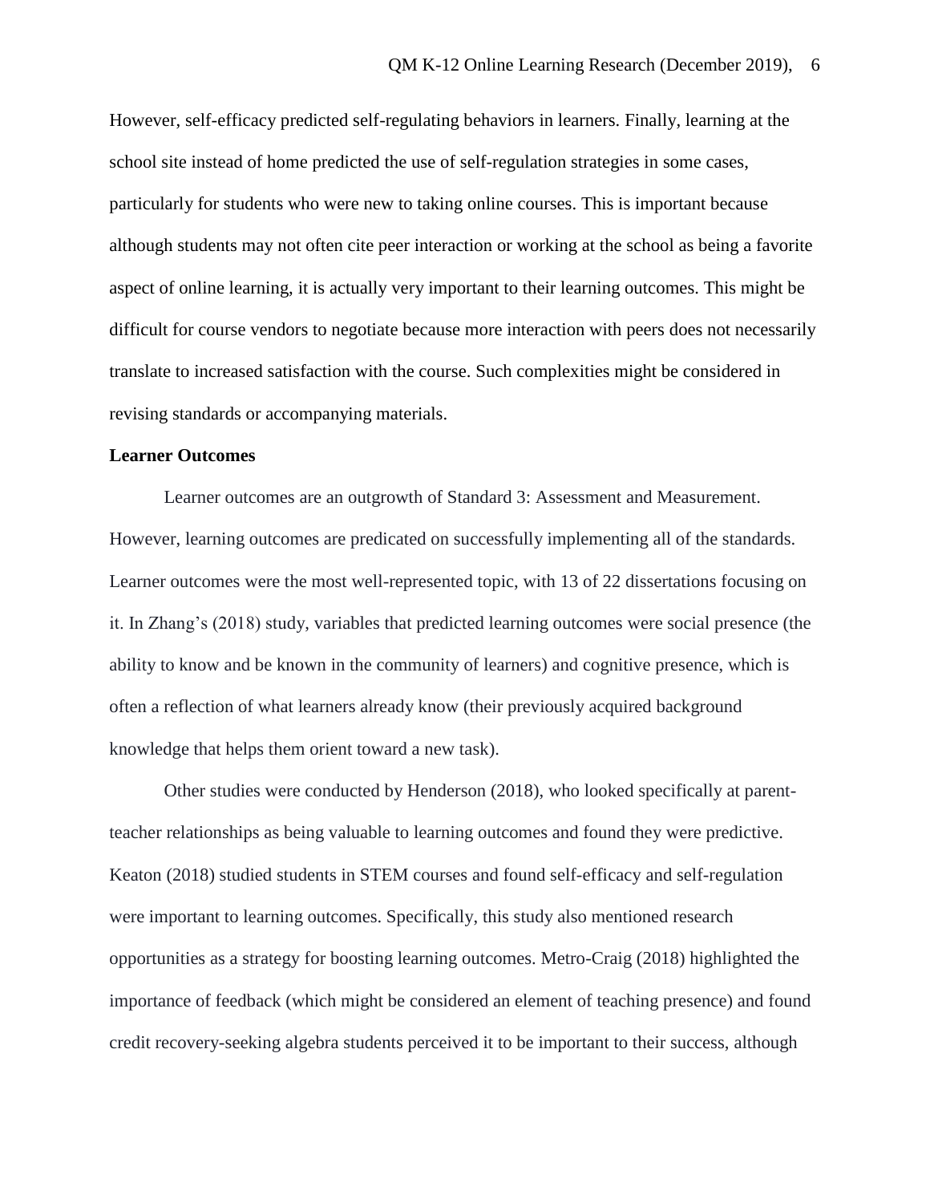However, self-efficacy predicted self-regulating behaviors in learners. Finally, learning at the school site instead of home predicted the use of self-regulation strategies in some cases, particularly for students who were new to taking online courses. This is important because although students may not often cite peer interaction or working at the school as being a favorite aspect of online learning, it is actually very important to their learning outcomes. This might be difficult for course vendors to negotiate because more interaction with peers does not necessarily translate to increased satisfaction with the course. Such complexities might be considered in revising standards or accompanying materials.

**Learner Outcomes**

Learner outcomes are an outgrowth of Standard 3: Assessment and Measurement. However, learning outcomes are predicated on successfully implementing all of the standards. Learner outcomes were the most well-represented topic, with 13 of 22 dissertations focusing on it. In Zhang's (2018) study, variables that predicted learning outcomes were social presence (the ability to know and be known in the community of learners) and cognitive presence, which is often a reflection of what learners already know (their previously acquired background knowledge that helps them orient toward a new task).

Other studies were conducted by Henderson (2018), who looked specifically at parent-teacher relationships as being valuable to learning outcomes and found they were predictive. Keaton (2018) studied students in STEM courses and found self-efficacy and self-regulation were important to learning outcomes. Specifically, this study also mentioned research opportunities as a strategy for boosting learning outcomes. Metro-Craig (2018) highlighted the importance of feedback (which might be considered an element of teaching presence) and found credit recovery-seeking algebra students perceived it to be important to their success, although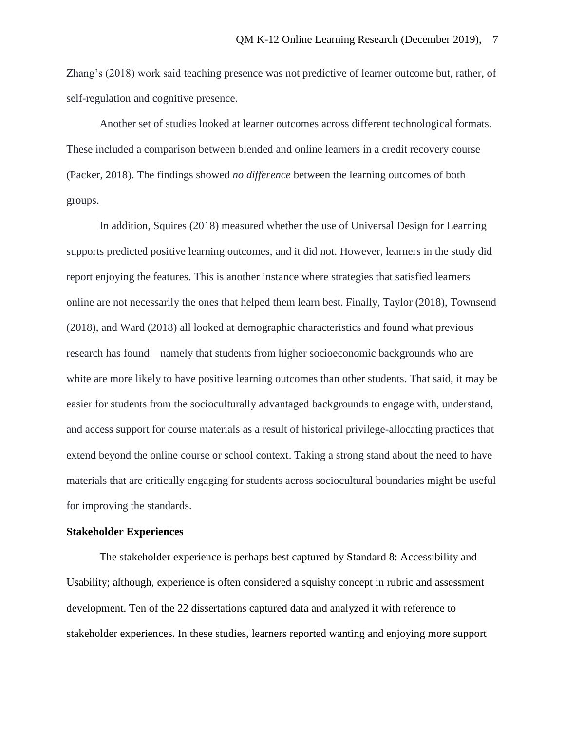Zhang's (2018) work said teaching presence was not predictive of learner outcome but, rather, of self-regulation and cognitive presence.

Another set of studies looked at learner outcomes across different technological formats. These included a comparison between blended and online learners in a credit recovery course (Packer, 2018). The findings showed *no difference* between the learning outcomes of both groups.

In addition, Squires (2018) measured whether the use of Universal Design for Learning supports predicted positive learning outcomes, and it did not. However, learners in the study did report enjoying the features. This is another instance where strategies that satisfied learners online are not necessarily the ones that helped them learn best. Finally, Taylor (2018), Townsend (2018), and Ward (2018) all looked at demographic characteristics and found what previous research has found—namely that students from higher socioeconomic backgrounds who are white are more likely to have positive learning outcomes than other students. That said, it may be easier for students from the socioculturally advantaged backgrounds to engage with, understand, and access support for course materials as a result of historical privilege-allocating practices that extend beyond the online course or school context. Taking a strong stand about the need to have materials that are critically engaging for students across sociocultural boundaries might be useful for improving the standards.

**Stakeholder Experiences**

The stakeholder experience is perhaps best captured by Standard 8: Accessibility and Usability; although, experience is often considered a squishy concept in rubric and assessment development. Ten of the 22 dissertations captured data and analyzed it with reference to stakeholder experiences. In these studies, learners reported wanting and enjoying more support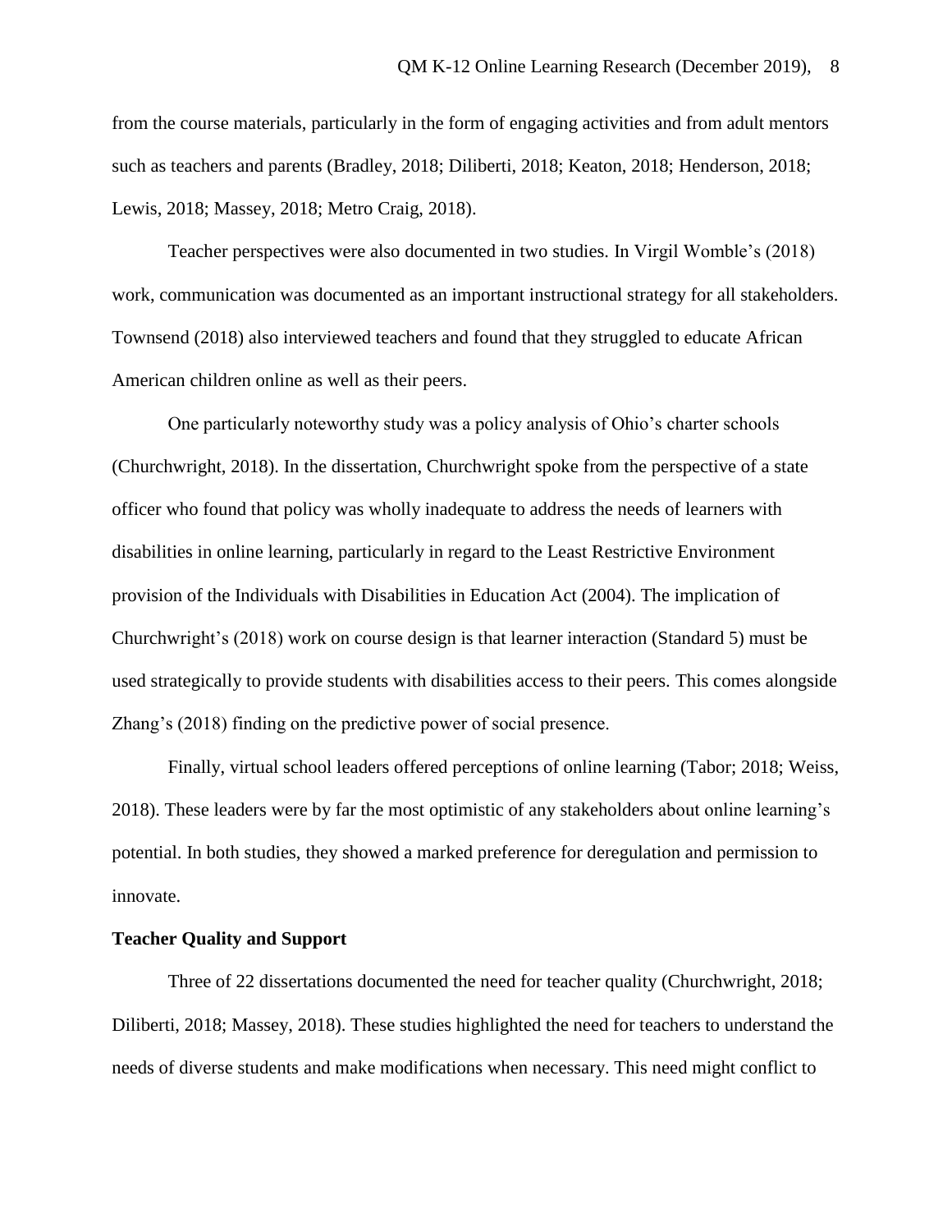from the course materials, particularly in the form of engaging activities and from adult mentors such as teachers and parents (Bradley, 2018; Diliberti, 2018; Keaton, 2018; Henderson, 2018; Lewis, 2018; Massey, 2018; Metro Craig, 2018).

Teacher perspectives were also documented in two studies. In Virgil Womble's (2018) work, communication was documented as an important instructional strategy for all stakeholders. Townsend (2018) also interviewed teachers and found that they struggled to educate African American children online as well as their peers.

One particularly noteworthy study was a policy analysis of Ohio's charter schools (Churchwright, 2018). In the dissertation, Churchwright spoke from the perspective of a state officer who found that policy was wholly inadequate to address the needs of learners with disabilities in online learning, particularly in regard to the Least Restrictive Environment provision of the Individuals with Disabilities in Education Act (2004). The implication of Churchwright's (2018) work on course design is that learner interaction (Standard 5) must be used strategically to provide students with disabilities access to their peers. This comes alongside Zhang's (2018) finding on the predictive power of social presence.

Finally, virtual school leaders offered perceptions of online learning (Tabor; 2018; Weiss, 2018). These leaders were by far the most optimistic of any stakeholders about online learning's potential. In both studies, they showed a marked preference for deregulation and permission to innovate.

**Teacher Quality and Support**

Three of 22 dissertations documented the need for teacher quality (Churchwright, 2018; Diliberti, 2018; Massey, 2018). These studies highlighted the need for teachers to understand the needs of diverse students and make modifications when necessary. This need might conflict to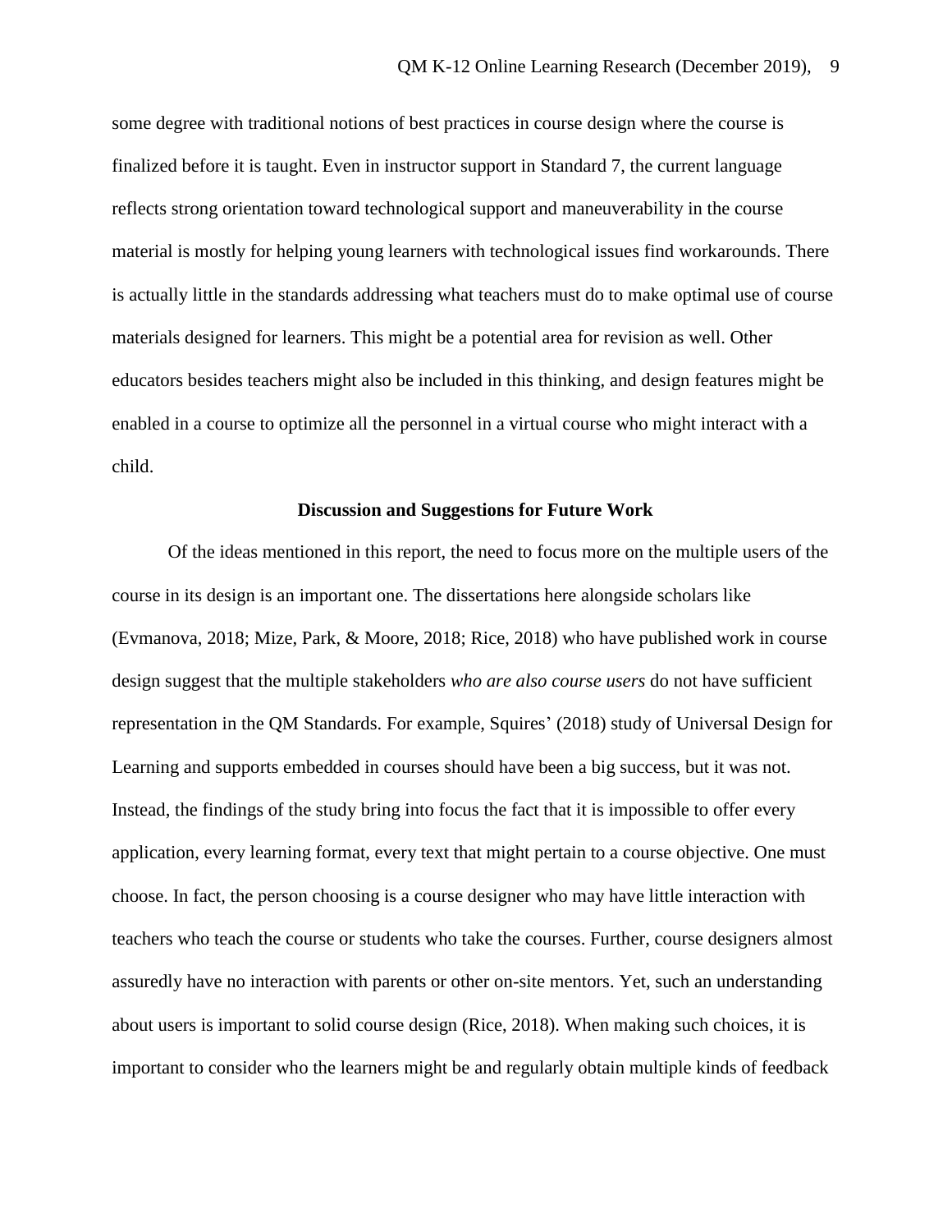some degree with traditional notions of best practices in course design where the course is finalized before it is taught. Even in instructor support in Standard 7, the current language reflects strong orientation toward technological support and maneuverability in the course material is mostly for helping young learners with technological issues find workarounds. There is actually little in the standards addressing what teachers must do to make optimal use of course materials designed for learners. This might be a potential area for revision as well. Other educators besides teachers might also be included in this thinking, and design features might be enabled in a course to optimize all the personnel in a virtual course who might interact with a child.

## Discussion and Suggestions for Future Work

Of the ideas mentioned in this report, the need to focus more on the multiple users of the course in its design is an important one. The dissertations here alongside scholars like (Evmanova, 2018; Mize, Park, & Moore, 2018; Rice, 2018) who have published work in course design suggest that the multiple stakeholders *who are also course users* do not have sufficient representation in the QM Standards. For example, Squires' (2018) study of Universal Design for Learning and supports embedded in courses should have been a big success, but it was not. Instead, the findings of the study bring into focus the fact that it is impossible to offer every application, every learning format, every text that might pertain to a course objective. One must choose. In fact, the person choosing is a course designer who may have little interaction with teachers who teach the course or students who take the courses. Further, course designers almost assuredly have no interaction with parents or other on-site mentors. Yet, such an understanding about users is important to solid course design (Rice, 2018). When making such choices, it is important to consider who the learners might be and regularly obtain multiple kinds of feedback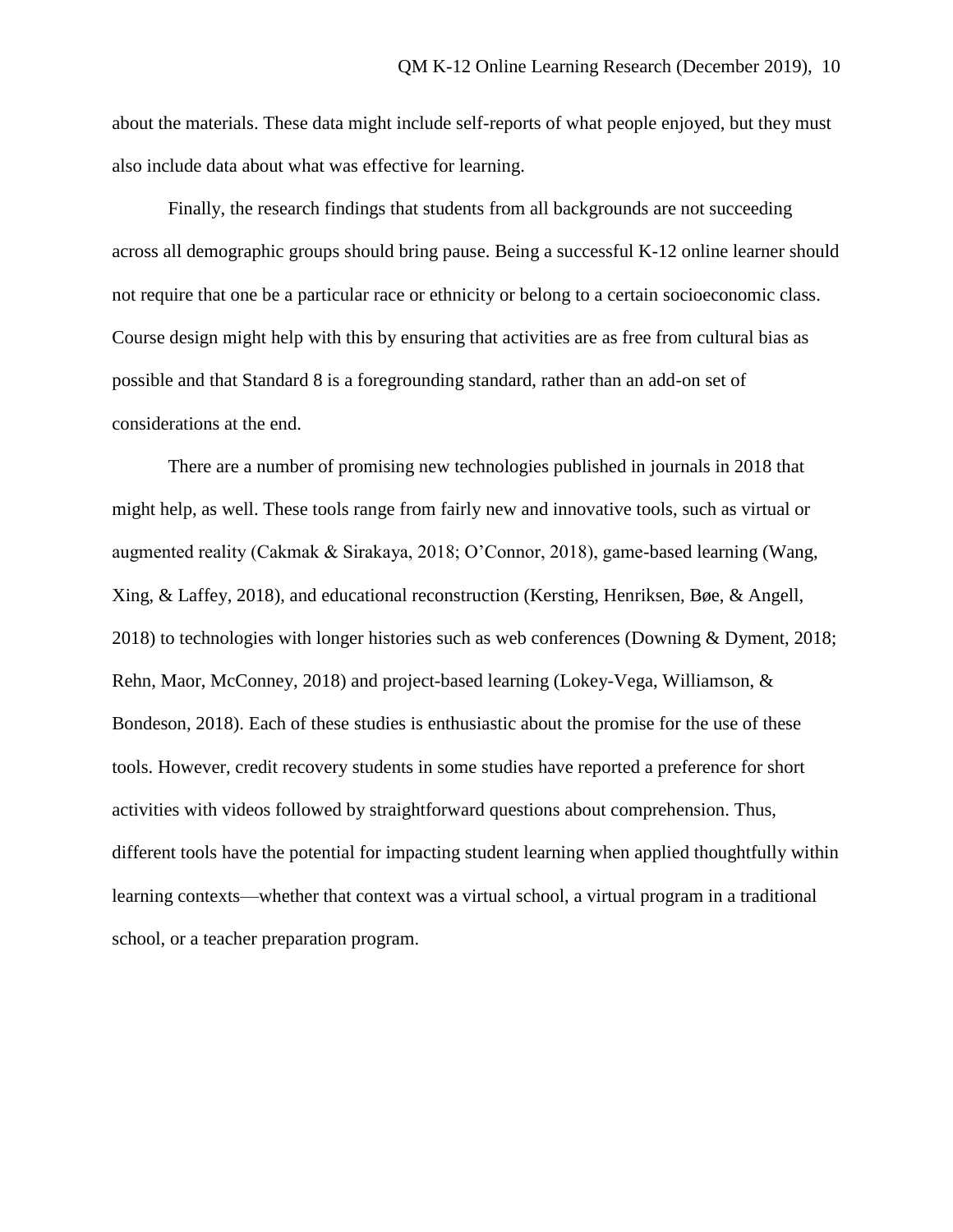about the materials. These data might include self-reports of what people enjoyed, but they must also include data about what was effective for learning.

Finally, the research findings that students from all backgrounds are not succeeding across all demographic groups should bring pause. Being a successful K-12 online learner should not require that one be a particular race or ethnicity or belong to a certain socioeconomic class. Course design might help with this by ensuring that activities are as free from cultural bias as possible and that Standard 8 is a foregrounding standard, rather than an add-on set of considerations at the end.

There are a number of promising new technologies published in journals in 2018 that might help, as well. These tools range from fairly new and innovative tools, such as virtual or augmented reality (Cakmak & Sirakaya, 2018; O'Connor, 2018), game-based learning (Wang, Xing, & Laffey, 2018), and educational reconstruction (Kersting, Henriksen, Bøe, & Angell, 2018) to technologies with longer histories such as web conferences (Downing & Dyment, 2018; Rehn, Maor, McConney, 2018) and project-based learning (Lokey-Vega, Williamson, & Bondeson, 2018). Each of these studies is enthusiastic about the promise for the use of these tools. However, credit recovery students in some studies have reported a preference for short activities with videos followed by straightforward questions about comprehension. Thus, different tools have the potential for impacting student learning when applied thoughtfully within learning contexts—whether that context was a virtual school, a virtual program in a traditional school, or a teacher preparation program.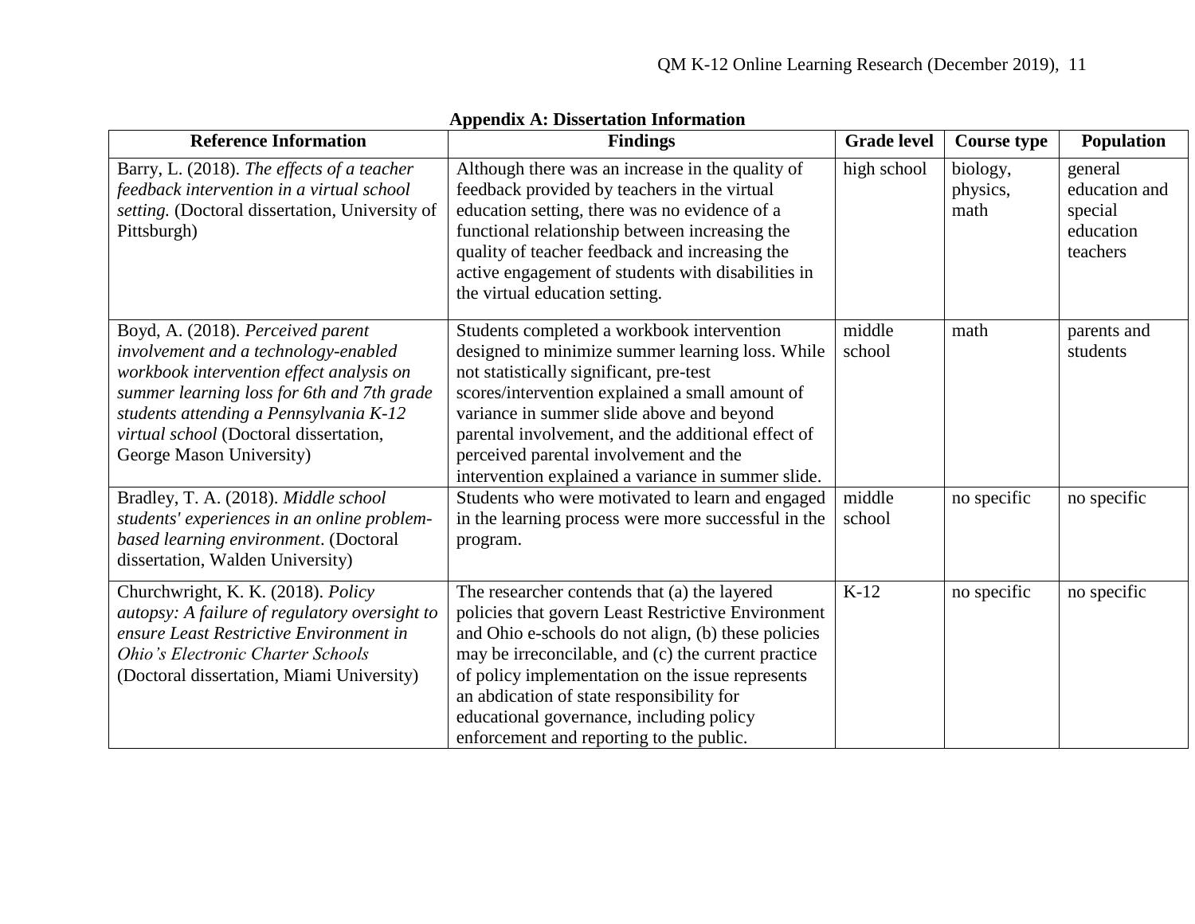## Appendix A: Dissertation Information

| Reference Information | Findings | Grade level | Course type | Population |
|---|---|---|---|---|
| Barry, L. (2018). *The effects of a teacher feedback intervention in a virtual school setting.* (Doctoral dissertation, University of Pittsburgh) | Although there was an increase in the quality of feedback provided by teachers in the virtual education setting, there was no evidence of a functional relationship between increasing the quality of teacher feedback and increasing the active engagement of students with disabilities in the virtual education setting. | high school | biology, physics, math | general education and special education teachers |
| Boyd, A. (2018). *Perceived parent involvement and a technology-enabled workbook intervention effect analysis on summer learning loss for 6th and 7th grade students attending a Pennsylvania K-12 virtual school* (Doctoral dissertation, George Mason University) | Students completed a workbook intervention designed to minimize summer learning loss. While not statistically significant, pre-test scores/intervention explained a small amount of variance in summer slide above and beyond parental involvement, and the additional effect of perceived parental involvement and the intervention explained a variance in summer slide. | middle school | math | parents and students |
| Bradley, T. A. (2018). *Middle school students' experiences in an online problem-based learning environment*. (Doctoral dissertation, Walden University) | Students who were motivated to learn and engaged in the learning process were more successful in the program. | middle school | no specific | no specific |
| Churchwright, K. K. (2018). *Policy autopsy: A failure of regulatory oversight to ensure Least Restrictive Environment in Ohio's Electronic Charter Schools* (Doctoral dissertation, Miami University) | The researcher contends that (a) the layered policies that govern Least Restrictive Environment and Ohio e-schools do not align, (b) these policies may be irreconcilable, and (c) the current practice of policy implementation on the issue represents an abdication of state responsibility for educational governance, including policy enforcement and reporting to the public. | K-12 | no specific | no specific |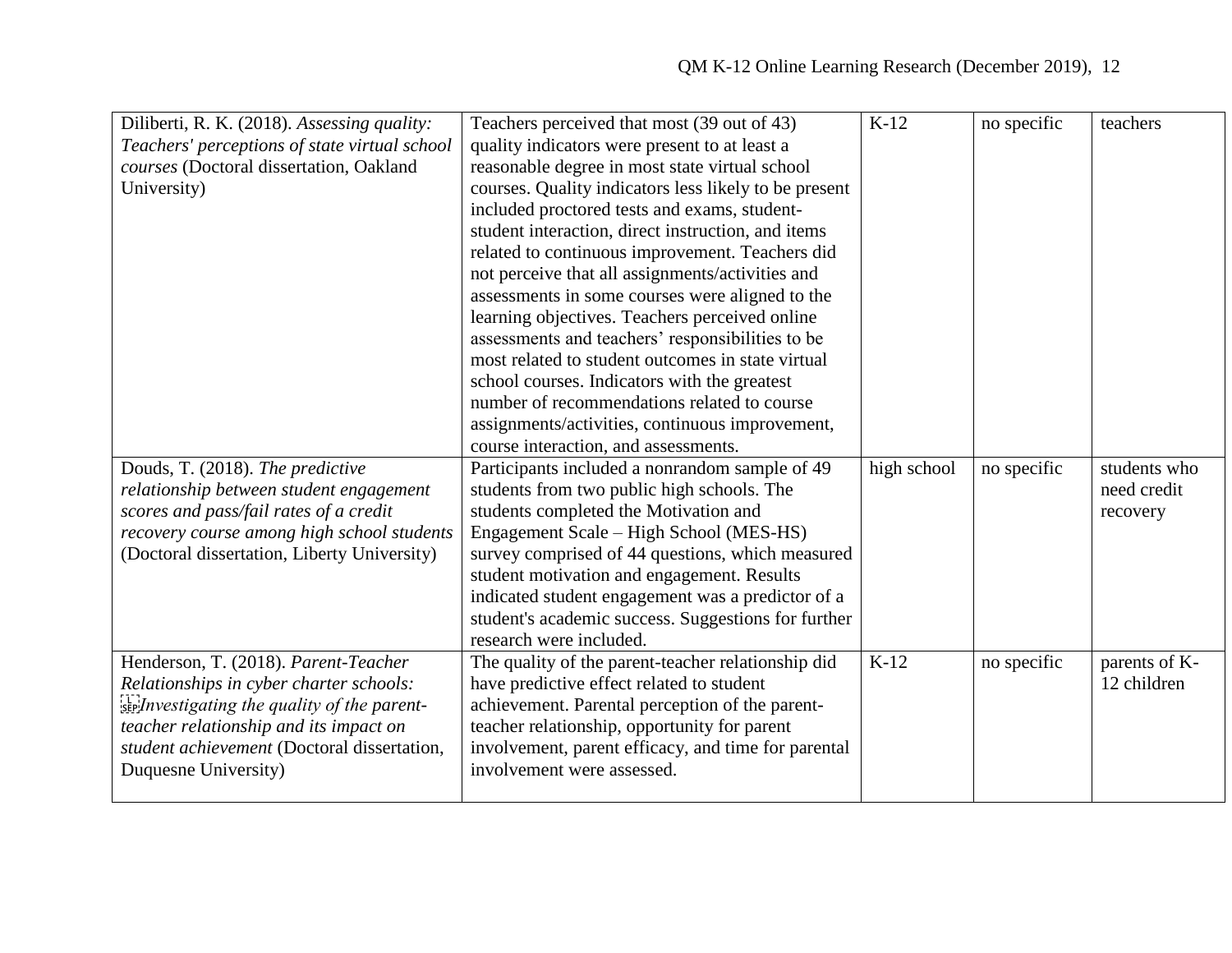| | | | | |
|---|---|---|---|---|
| Diliberti, R. K. (2018). *Assessing quality: Teachers' perceptions of state virtual school courses* (Doctoral dissertation, Oakland University) | Teachers perceived that most (39 out of 43) quality indicators were present to at least a reasonable degree in most state virtual school courses. Quality indicators less likely to be present included proctored tests and exams, student-student interaction, direct instruction, and items related to continuous improvement. Teachers did not perceive that all assignments/activities and assessments in some courses were aligned to the learning objectives. Teachers perceived online assessments and teachers' responsibilities to be most related to student outcomes in state virtual school courses. Indicators with the greatest number of recommendations related to course assignments/activities, continuous improvement, course interaction, and assessments. | K-12 | no specific | teachers |
| Douds, T. (2018). *The predictive relationship between student engagement scores and pass/fail rates of a credit recovery course among high school students* (Doctoral dissertation, Liberty University) | Participants included a nonrandom sample of 49 students from two public high schools. The students completed the Motivation and Engagement Scale – High School (MES-HS) survey comprised of 44 questions, which measured student motivation and engagement. Results indicated student engagement was a predictor of a student's academic success. Suggestions for further research were included. | high school | no specific | students who need credit recovery |
| Henderson, T. (2018). *Parent-Teacher Relationships in cyber charter schools: Investigating the quality of the parent-teacher relationship and its impact on student achievement* (Doctoral dissertation, Duquesne University) | The quality of the parent-teacher relationship did have predictive effect related to student achievement. Parental perception of the parent-teacher relationship, opportunity for parent involvement, parent efficacy, and time for parental involvement were assessed. | K-12 | no specific | parents of K-12 children |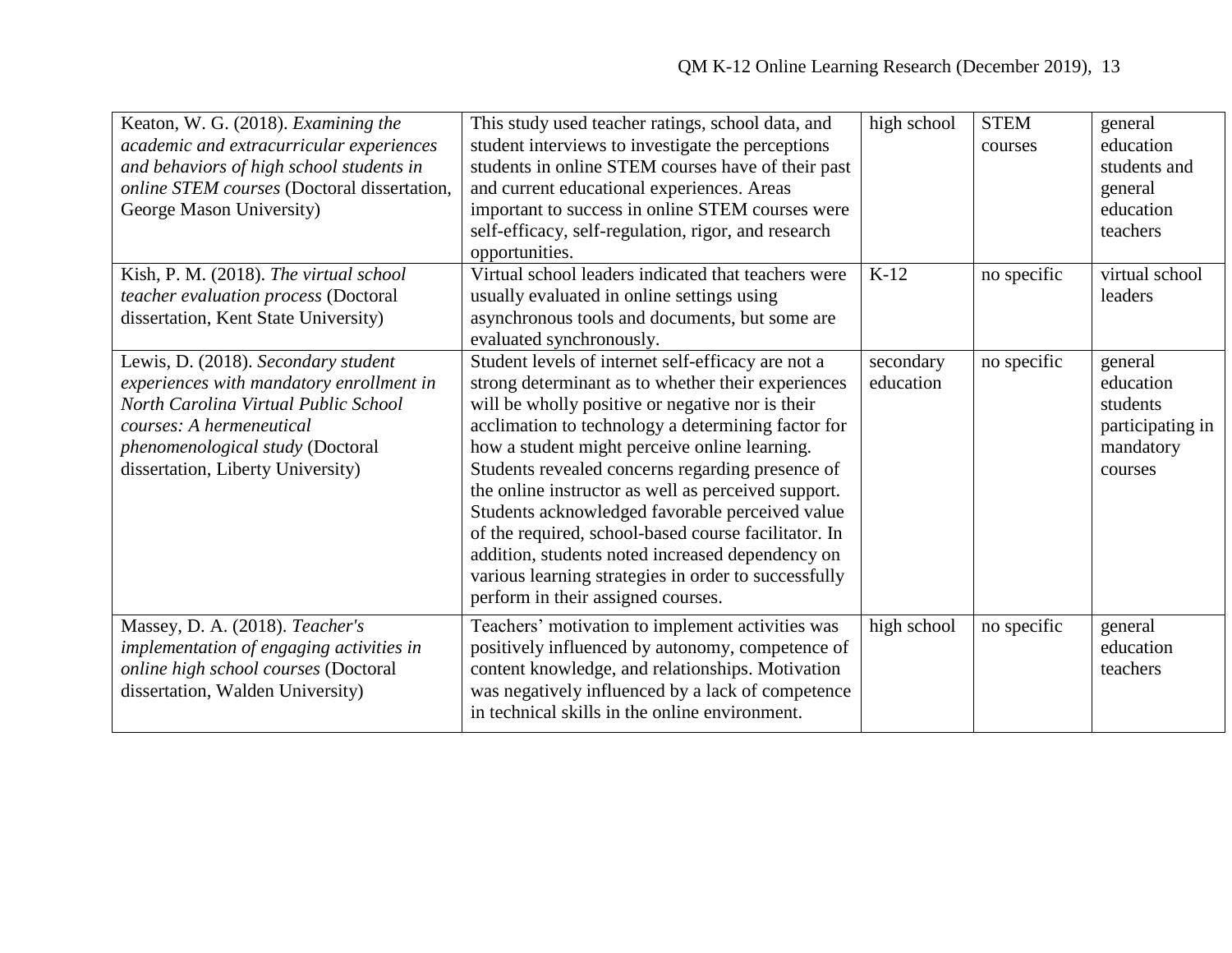| | | | | |
|---|---|---|---|---|
| Keaton, W. G. (2018). *Examining the academic and extracurricular experiences and behaviors of high school students in online STEM courses* (Doctoral dissertation, George Mason University) | This study used teacher ratings, school data, and student interviews to investigate the perceptions students in online STEM courses have of their past and current educational experiences. Areas important to success in online STEM courses were self-efficacy, self-regulation, rigor, and research opportunities. | high school | STEM courses | general education students and general education teachers |
| Kish, P. M. (2018). *The virtual school teacher evaluation process* (Doctoral dissertation, Kent State University) | Virtual school leaders indicated that teachers were usually evaluated in online settings using asynchronous tools and documents, but some are evaluated synchronously. | K-12 | no specific | virtual school leaders |
| Lewis, D. (2018). *Secondary student experiences with mandatory enrollment in North Carolina Virtual Public School courses: A hermeneutical phenomenological study* (Doctoral dissertation, Liberty University) | Student levels of internet self-efficacy are not a strong determinant as to whether their experiences will be wholly positive or negative nor is their acclimation to technology a determining factor for how a student might perceive online learning. Students revealed concerns regarding presence of the online instructor as well as perceived support. Students acknowledged favorable perceived value of the required, school-based course facilitator. In addition, students noted increased dependency on various learning strategies in order to successfully perform in their assigned courses. | secondary education | no specific | general education students participating in mandatory courses |
| Massey, D. A. (2018). *Teacher's implementation of engaging activities in online high school courses* (Doctoral dissertation, Walden University) | Teachers' motivation to implement activities was positively influenced by autonomy, competence of content knowledge, and relationships. Motivation was negatively influenced by a lack of competence in technical skills in the online environment. | high school | no specific | general education teachers |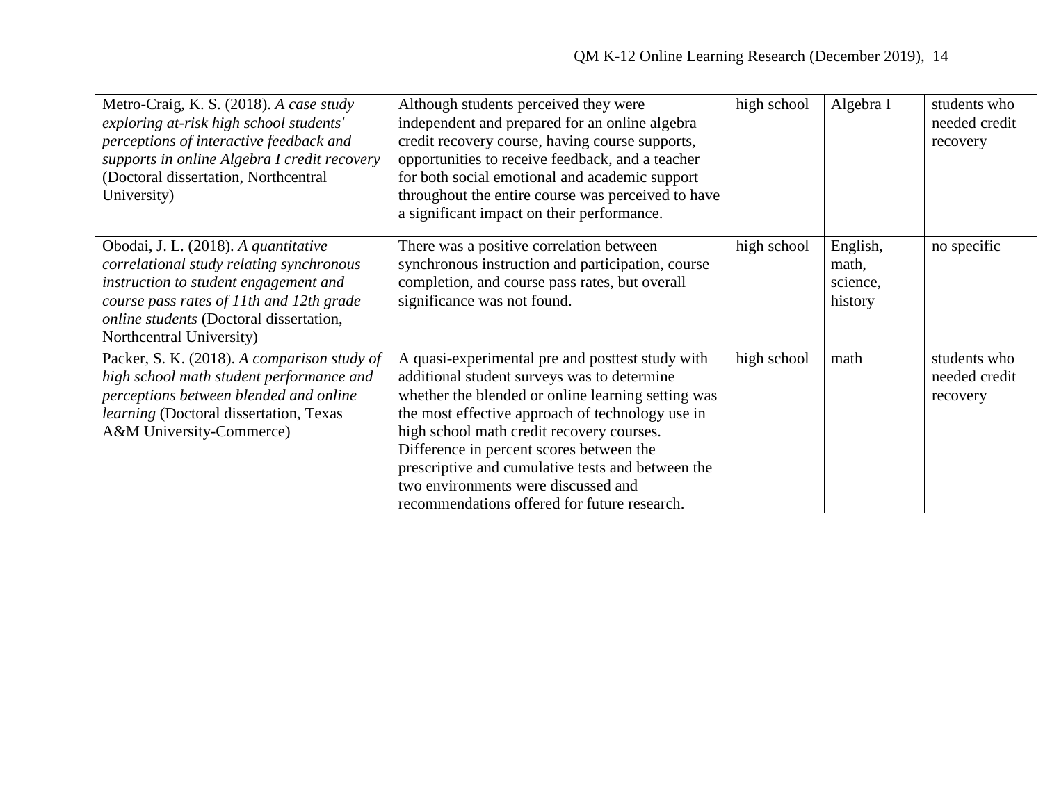| | | | | |
|---|---|---|---|---|
| Metro-Craig, K. S. (2018). *A case study exploring at-risk high school students' perceptions of interactive feedback and supports in online Algebra I credit recovery* (Doctoral dissertation, Northcentral University) | Although students perceived they were independent and prepared for an online algebra credit recovery course, having course supports, opportunities to receive feedback, and a teacher for both social emotional and academic support throughout the entire course was perceived to have a significant impact on their performance. | high school | Algebra I | students who needed credit recovery |
| Obodai, J. L. (2018). *A quantitative correlational study relating synchronous instruction to student engagement and course pass rates of 11th and 12th grade online students* (Doctoral dissertation, Northcentral University) | There was a positive correlation between synchronous instruction and participation, course completion, and course pass rates, but overall significance was not found. | high school | English, math, science, history | no specific |
| Packer, S. K. (2018). *A comparison study of high school math student performance and perceptions between blended and online learning* (Doctoral dissertation, Texas A&M University-Commerce) | A quasi-experimental pre and posttest study with additional student surveys was to determine whether the blended or online learning setting was the most effective approach of technology use in high school math credit recovery courses. Difference in percent scores between the prescriptive and cumulative tests and between the two environments were discussed and recommendations offered for future research. | high school | math | students who needed credit recovery |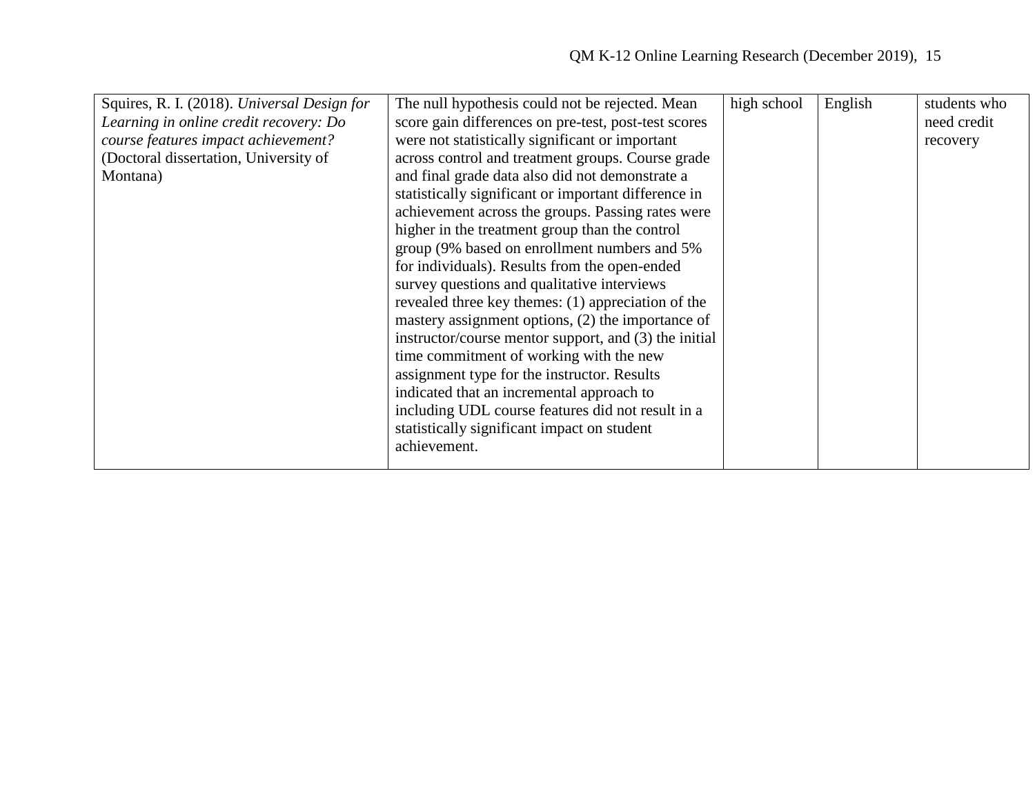| | | | | |
|---|---|---|---|---|
| Squires, R. I. (2018). *Universal Design for Learning in online credit recovery: Do course features impact achievement?* (Doctoral dissertation, University of Montana) | The null hypothesis could not be rejected. Mean score gain differences on pre-test, post-test scores were not statistically significant or important across control and treatment groups. Course grade and final grade data also did not demonstrate a statistically significant or important difference in achievement across the groups. Passing rates were higher in the treatment group than the control group (9% based on enrollment numbers and 5% for individuals). Results from the open-ended survey questions and qualitative interviews revealed three key themes: (1) appreciation of the mastery assignment options, (2) the importance of instructor/course mentor support, and (3) the initial time commitment of working with the new assignment type for the instructor. Results indicated that an incremental approach to including UDL course features did not result in a statistically significant impact on student achievement. | high school | English | students who need credit recovery |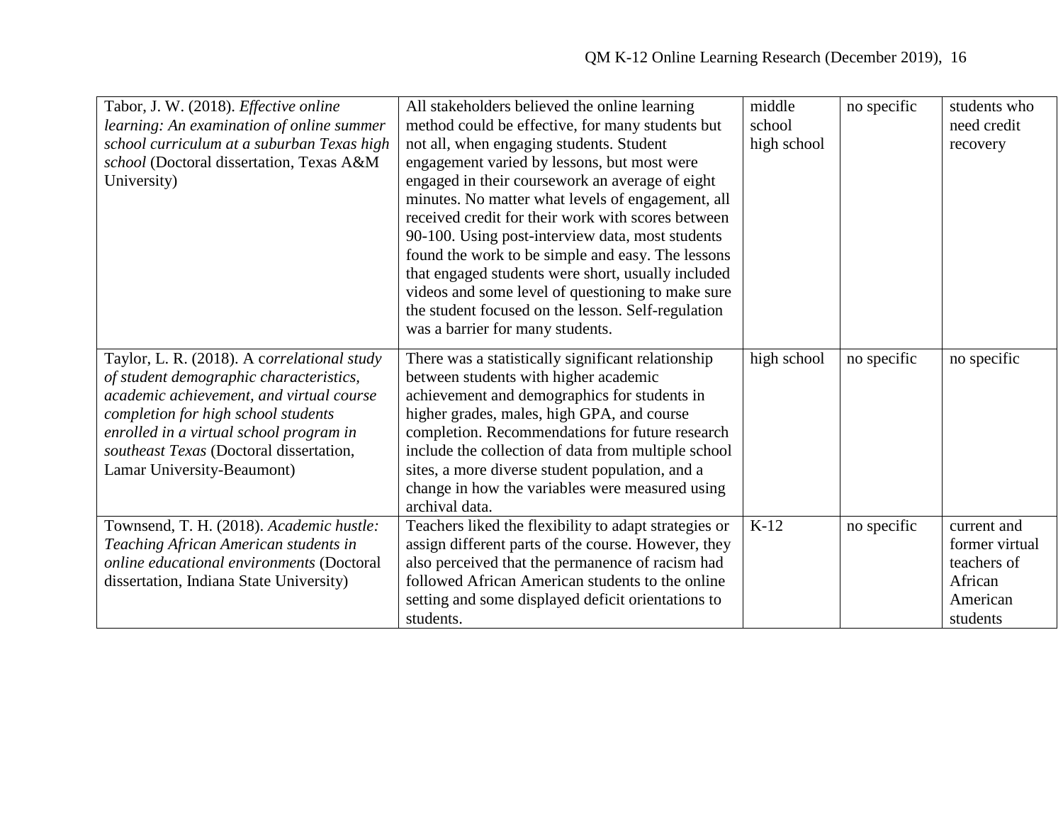| | | | | |
|---|---|---|---|---|
| Tabor, J. W. (2018). *Effective online learning: An examination of online summer school curriculum at a suburban Texas high school* (Doctoral dissertation, Texas A&M University) | All stakeholders believed the online learning method could be effective, for many students but not all, when engaging students. Student engagement varied by lessons, but most were engaged in their coursework an average of eight minutes. No matter what levels of engagement, all received credit for their work with scores between 90-100. Using post-interview data, most students found the work to be simple and easy. The lessons that engaged students were short, usually included videos and some level of questioning to make sure the student focused on the lesson. Self-regulation was a barrier for many students. | middle school high school | no specific | students who need credit recovery |
| Taylor, L. R. (2018). A *correlational study of student demographic characteristics, academic achievement, and virtual course completion for high school students enrolled in a virtual school program in southeast Texas* (Doctoral dissertation, Lamar University-Beaumont) | There was a statistically significant relationship between students with higher academic achievement and demographics for students in higher grades, males, high GPA, and course completion. Recommendations for future research include the collection of data from multiple school sites, a more diverse student population, and a change in how the variables were measured using archival data. | high school | no specific | no specific |
| Townsend, T. H. (2018). *Academic hustle: Teaching African American students in online educational environments* (Doctoral dissertation, Indiana State University) | Teachers liked the flexibility to adapt strategies or assign different parts of the course. However, they also perceived that the permanence of racism had followed African American students to the online setting and some displayed deficit orientations to students. | K-12 | no specific | current and former virtual teachers of African American students |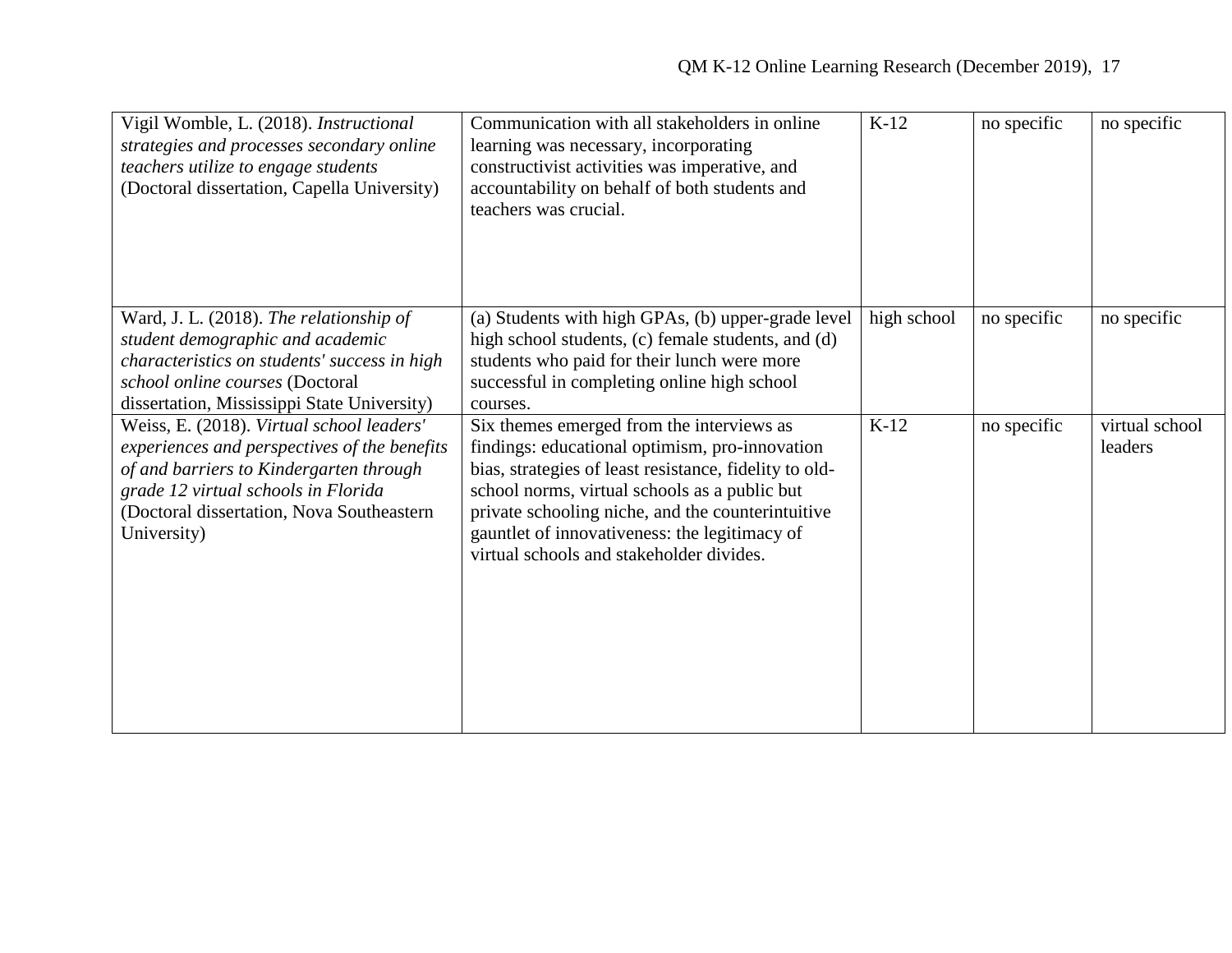| | | | | |
|---|---|---|---|---|
| Vigil Womble, L. (2018). *Instructional strategies and processes secondary online teachers utilize to engage students* (Doctoral dissertation, Capella University) | Communication with all stakeholders in online learning was necessary, incorporating constructivist activities was imperative, and accountability on behalf of both students and teachers was crucial. | K-12 | no specific | no specific |
| Ward, J. L. (2018). *The relationship of student demographic and academic characteristics on students' success in high school online courses* (Doctoral dissertation, Mississippi State University) | (a) Students with high GPAs, (b) upper-grade level high school students, (c) female students, and (d) students who paid for their lunch were more successful in completing online high school courses. | high school | no specific | no specific |
| Weiss, E. (2018). *Virtual school leaders' experiences and perspectives of the benefits of and barriers to Kindergarten through grade 12 virtual schools in Florida* (Doctoral dissertation, Nova Southeastern University) | Six themes emerged from the interviews as findings: educational optimism, pro-innovation bias, strategies of least resistance, fidelity to old-school norms, virtual schools as a public but private schooling niche, and the counterintuitive gauntlet of innovativeness: the legitimacy of virtual schools and stakeholder divides. | K-12 | no specific | virtual school leaders |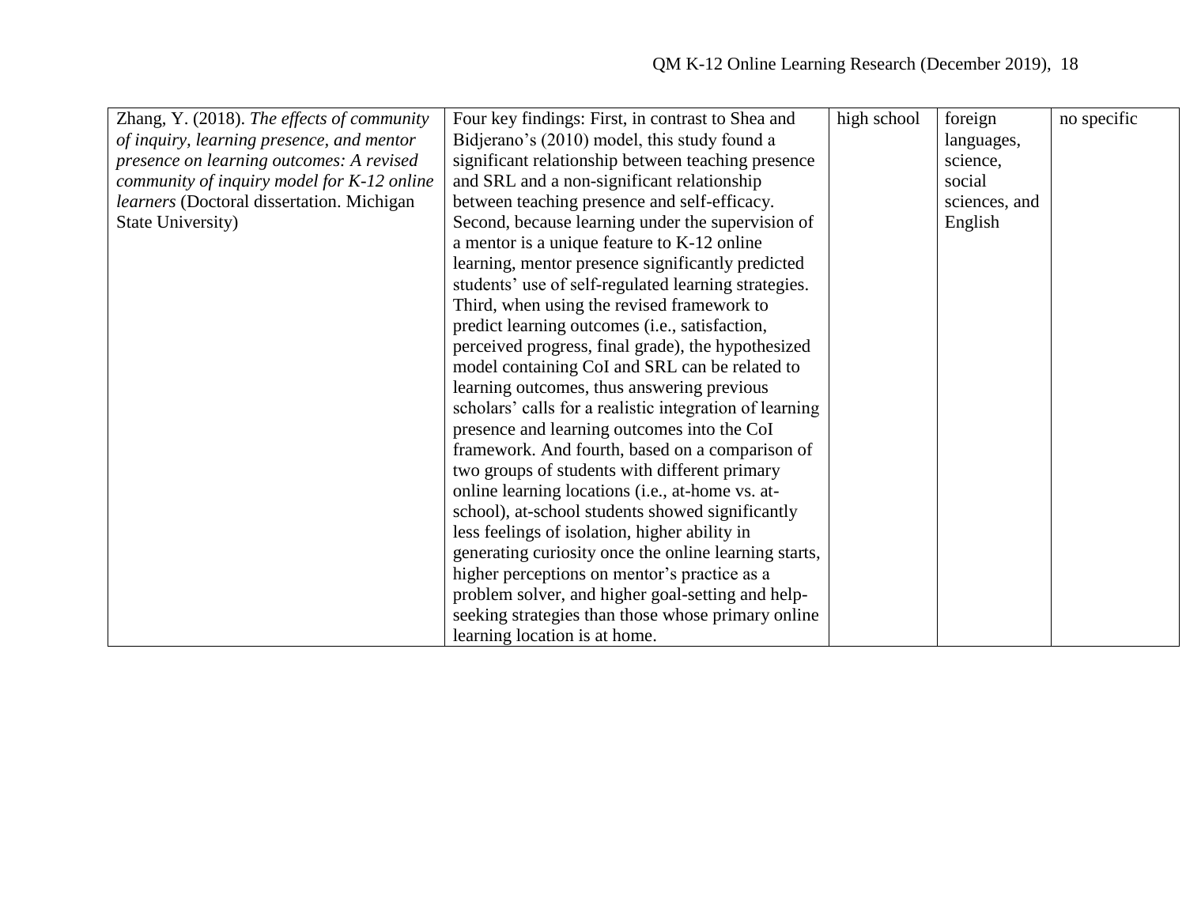| | | | | |
|---|---|---|---|---|
| Zhang, Y. (2018). *The effects of community of inquiry, learning presence, and mentor presence on learning outcomes: A revised community of inquiry model for K-12 online learners* (Doctoral dissertation. Michigan State University) | Four key findings: First, in contrast to Shea and Bidjerano's (2010) model, this study found a significant relationship between teaching presence and SRL and a non-significant relationship between teaching presence and self-efficacy. Second, because learning under the supervision of a mentor is a unique feature to K-12 online learning, mentor presence significantly predicted students' use of self-regulated learning strategies. Third, when using the revised framework to predict learning outcomes (i.e., satisfaction, perceived progress, final grade), the hypothesized model containing CoI and SRL can be related to learning outcomes, thus answering previous scholars' calls for a realistic integration of learning presence and learning outcomes into the CoI framework. And fourth, based on a comparison of two groups of students with different primary online learning locations (i.e., at-home vs. at-school), at-school students showed significantly less feelings of isolation, higher ability in generating curiosity once the online learning starts, higher perceptions on mentor's practice as a problem solver, and higher goal-setting and help-seeking strategies than those whose primary online learning location is at home. | high school | foreign languages, science, social sciences, and English | no specific |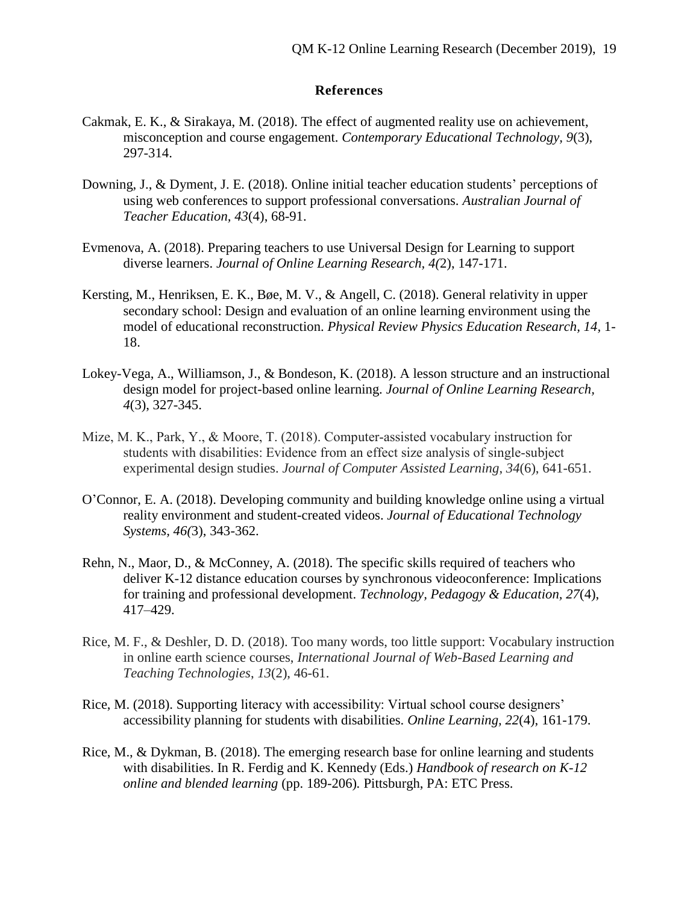## References

Cakmak, E. K., & Sirakaya, M. (2018). The effect of augmented reality use on achievement, misconception and course engagement. *Contemporary Educational Technology, 9*(3), 297-314.

Downing, J., & Dyment, J. E. (2018). Online initial teacher education students' perceptions of using web conferences to support professional conversations. *Australian Journal of Teacher Education, 43*(4), 68-91.

Evmenova, A. (2018). Preparing teachers to use Universal Design for Learning to support diverse learners. *Journal of Online Learning Research, 4(*2), 147-171.

Kersting, M., Henriksen, E. K., Bøe, M. V., & Angell, C. (2018). General relativity in upper secondary school: Design and evaluation of an online learning environment using the model of educational reconstruction. *Physical Review Physics Education Research, 14,* 1-18.

Lokey-Vega, A., Williamson, J., & Bondeson, K. (2018). A lesson structure and an instructional design model for project-based online learning. *Journal of Online Learning Research, 4*(3), 327-345.

Mize, M. K., Park, Y., & Moore, T. (2018). Computer-assisted vocabulary instruction for students with disabilities: Evidence from an effect size analysis of single-subject experimental design studies. *Journal of Computer Assisted Learning, 34*(6), 641-651.

O'Connor, E. A. (2018). Developing community and building knowledge online using a virtual reality environment and student-created videos. *Journal of Educational Technology Systems, 46(*3), 343-362.

Rehn, N., Maor, D., & McConney, A. (2018). The specific skills required of teachers who deliver K-12 distance education courses by synchronous videoconference: Implications for training and professional development. *Technology, Pedagogy & Education, 27*(4), 417–429.

Rice, M. F., & Deshler, D. D. (2018). Too many words, too little support: Vocabulary instruction in online earth science courses, *International Journal of Web-Based Learning and Teaching Technologies*, *13*(2), 46-61.

Rice, M. (2018). Supporting literacy with accessibility: Virtual school course designers' accessibility planning for students with disabilities. *Online Learning, 22*(4), 161-179.

Rice, M., & Dykman, B. (2018). The emerging research base for online learning and students with disabilities. In R. Ferdig and K. Kennedy (Eds.) *Handbook of research on K-12 online and blended learning* (pp. 189-206)*.* Pittsburgh, PA: ETC Press.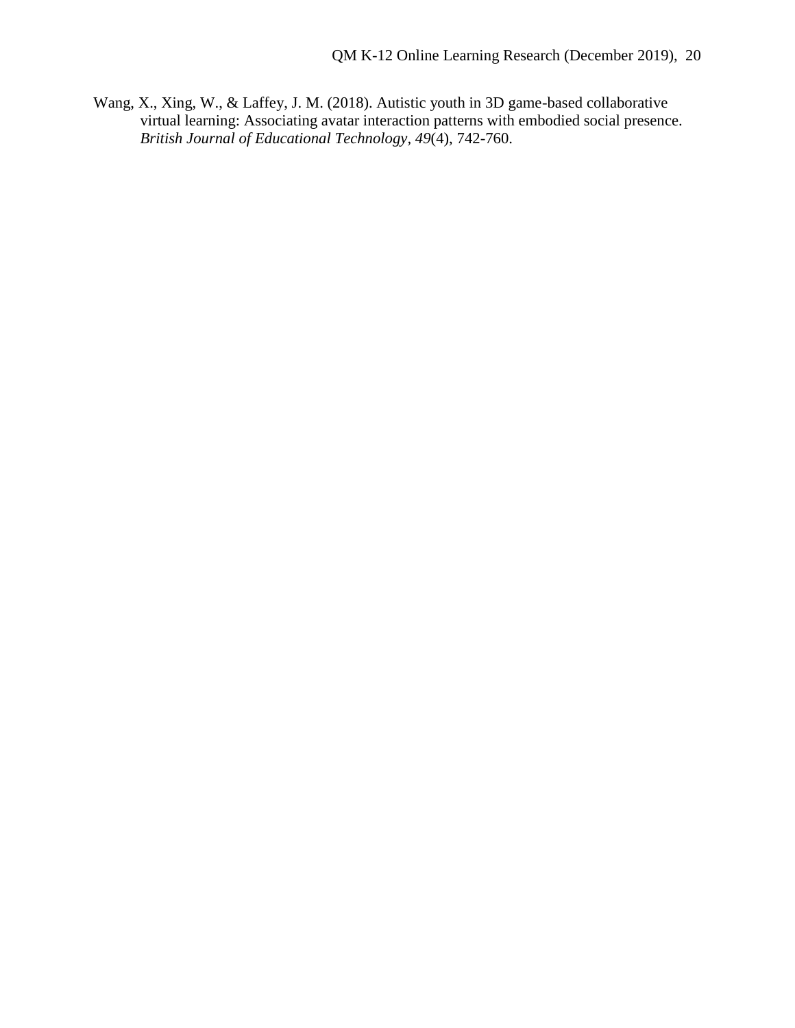Wang, X., Xing, W., & Laffey, J. M. (2018). Autistic youth in 3D game-based collaborative virtual learning: Associating avatar interaction patterns with embodied social presence. *British Journal of Educational Technology, 49*(4), 742-760.